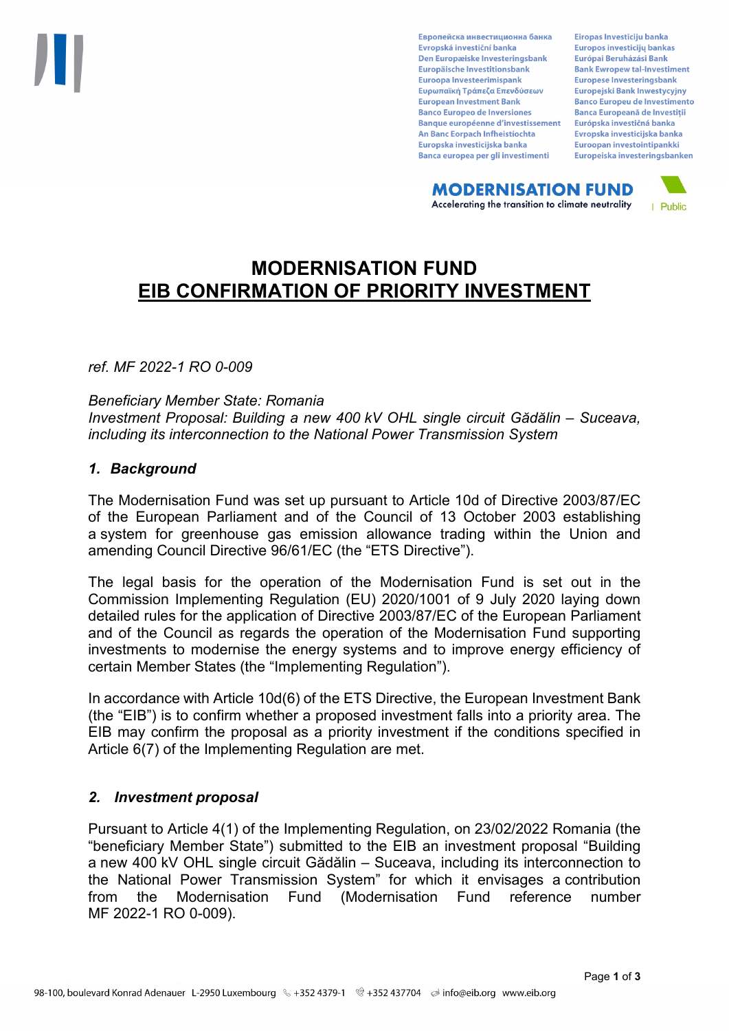# MODERNISATION FUND
## EIB CONFIRMATION OF PRIORITY INVESTMENT

*ref. MF 2022-1 RO 0-009*

*Beneficiary Member State: Romania*
*Investment Proposal: Building a new 400 kV OHL single circuit Gădălin – Suceava, including its interconnection to the National Power Transmission System*

### *1. Background*

The Modernisation Fund was set up pursuant to Article 10d of Directive 2003/87/EC of the European Parliament and of the Council of 13 October 2003 establishing a system for greenhouse gas emission allowance trading within the Union and amending Council Directive 96/61/EC (the "ETS Directive").

The legal basis for the operation of the Modernisation Fund is set out in the Commission Implementing Regulation (EU) 2020/1001 of 9 July 2020 laying down detailed rules for the application of Directive 2003/87/EC of the European Parliament and of the Council as regards the operation of the Modernisation Fund supporting investments to modernise the energy systems and to improve energy efficiency of certain Member States (the "Implementing Regulation").

In accordance with Article 10d(6) of the ETS Directive, the European Investment Bank (the "EIB") is to confirm whether a proposed investment falls into a priority area. The EIB may confirm the proposal as a priority investment if the conditions specified in Article 6(7) of the Implementing Regulation are met.

### *2. Investment proposal*

Pursuant to Article 4(1) of the Implementing Regulation, on 23/02/2022 Romania (the "beneficiary Member State") submitted to the EIB an investment proposal "Building a new 400 kV OHL single circuit Gădălin – Suceava, including its interconnection to the National Power Transmission System" for which it envisages a contribution from the Modernisation Fund (Modernisation Fund reference number MF 2022-1 RO 0-009).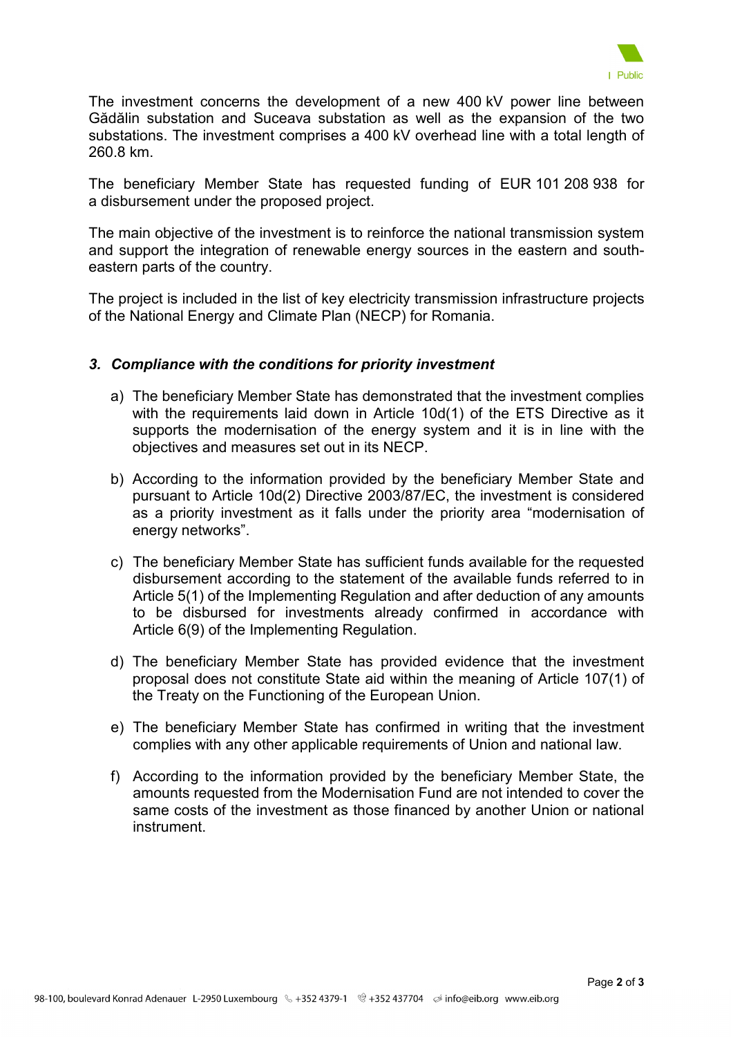The investment concerns the development of a new 400 kV power line between Gădălin substation and Suceava substation as well as the expansion of the two substations. The investment comprises a 400 kV overhead line with a total length of 260.8 km.

The beneficiary Member State has requested funding of EUR 101 208 938 for a disbursement under the proposed project.

The main objective of the investment is to reinforce the national transmission system and support the integration of renewable energy sources in the eastern and south-eastern parts of the country.

The project is included in the list of key electricity transmission infrastructure projects of the National Energy and Climate Plan (NECP) for Romania.

### *3. Compliance with the conditions for priority investment*

a) The beneficiary Member State has demonstrated that the investment complies with the requirements laid down in Article 10d(1) of the ETS Directive as it supports the modernisation of the energy system and it is in line with the objectives and measures set out in its NECP.

b) According to the information provided by the beneficiary Member State and pursuant to Article 10d(2) Directive 2003/87/EC, the investment is considered as a priority investment as it falls under the priority area "modernisation of energy networks".

c) The beneficiary Member State has sufficient funds available for the requested disbursement according to the statement of the available funds referred to in Article 5(1) of the Implementing Regulation and after deduction of any amounts to be disbursed for investments already confirmed in accordance with Article 6(9) of the Implementing Regulation.

d) The beneficiary Member State has provided evidence that the investment proposal does not constitute State aid within the meaning of Article 107(1) of the Treaty on the Functioning of the European Union.

e) The beneficiary Member State has confirmed in writing that the investment complies with any other applicable requirements of Union and national law.

f) According to the information provided by the beneficiary Member State, the amounts requested from the Modernisation Fund are not intended to cover the same costs of the investment as those financed by another Union or national instrument.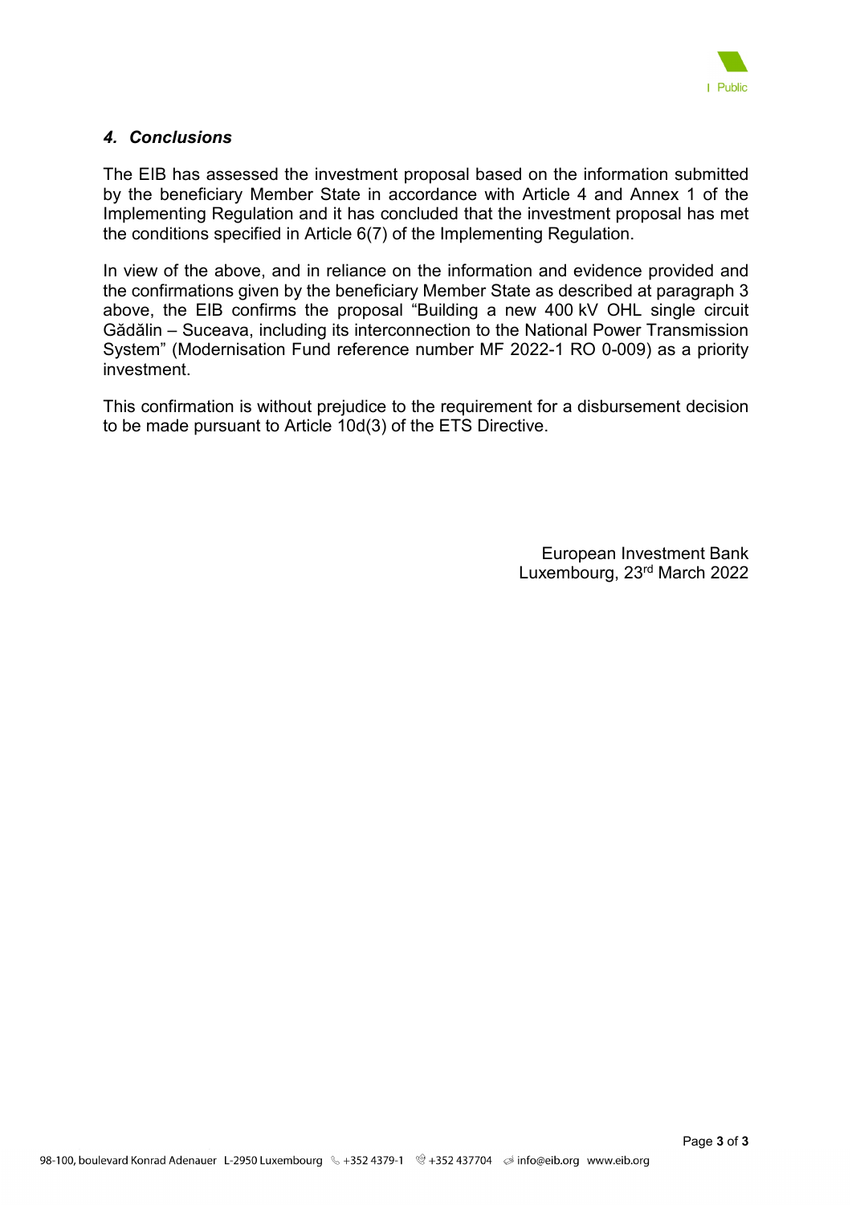### *4. Conclusions*

The EIB has assessed the investment proposal based on the information submitted by the beneficiary Member State in accordance with Article 4 and Annex 1 of the Implementing Regulation and it has concluded that the investment proposal has met the conditions specified in Article 6(7) of the Implementing Regulation.

In view of the above, and in reliance on the information and evidence provided and the confirmations given by the beneficiary Member State as described at paragraph 3 above, the EIB confirms the proposal "Building a new 400 kV OHL single circuit Gădălin – Suceava, including its interconnection to the National Power Transmission System" (Modernisation Fund reference number MF 2022-1 RO 0-009) as a priority investment.

This confirmation is without prejudice to the requirement for a disbursement decision to be made pursuant to Article 10d(3) of the ETS Directive.

European Investment Bank
Luxembourg, 23rd March 2022